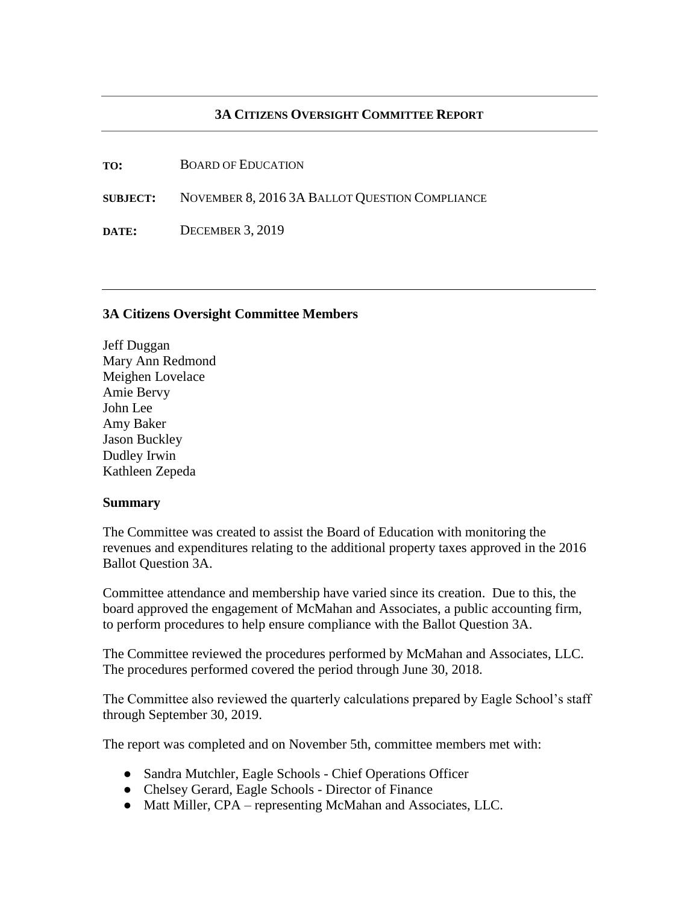# 3A Citizens Oversight Committee Report

**TO:** BOARD OF EDUCATION

**SUBJECT:** NOVEMBER 8, 2016 3A BALLOT QUESTION COMPLIANCE

**DATE:** DECEMBER 3, 2019

---

### 3A Citizens Oversight Committee Members

Jeff Duggan
Mary Ann Redmond
Meighen Lovelace
Amie Bervy
John Lee
Amy Baker
Jason Buckley
Dudley Irwin
Kathleen Zepeda

### Summary

The Committee was created to assist the Board of Education with monitoring the revenues and expenditures relating to the additional property taxes approved in the 2016 Ballot Question 3A.

Committee attendance and membership have varied since its creation. Due to this, the board approved the engagement of McMahan and Associates, a public accounting firm, to perform procedures to help ensure compliance with the Ballot Question 3A.

The Committee reviewed the procedures performed by McMahan and Associates, LLC. The procedures performed covered the period through June 30, 2018.

The Committee also reviewed the quarterly calculations prepared by Eagle School's staff through September 30, 2019.

The report was completed and on November 5th, committee members met with:

- Sandra Mutchler, Eagle Schools - Chief Operations Officer
- Chelsey Gerard, Eagle Schools - Director of Finance
- Matt Miller, CPA – representing McMahan and Associates, LLC.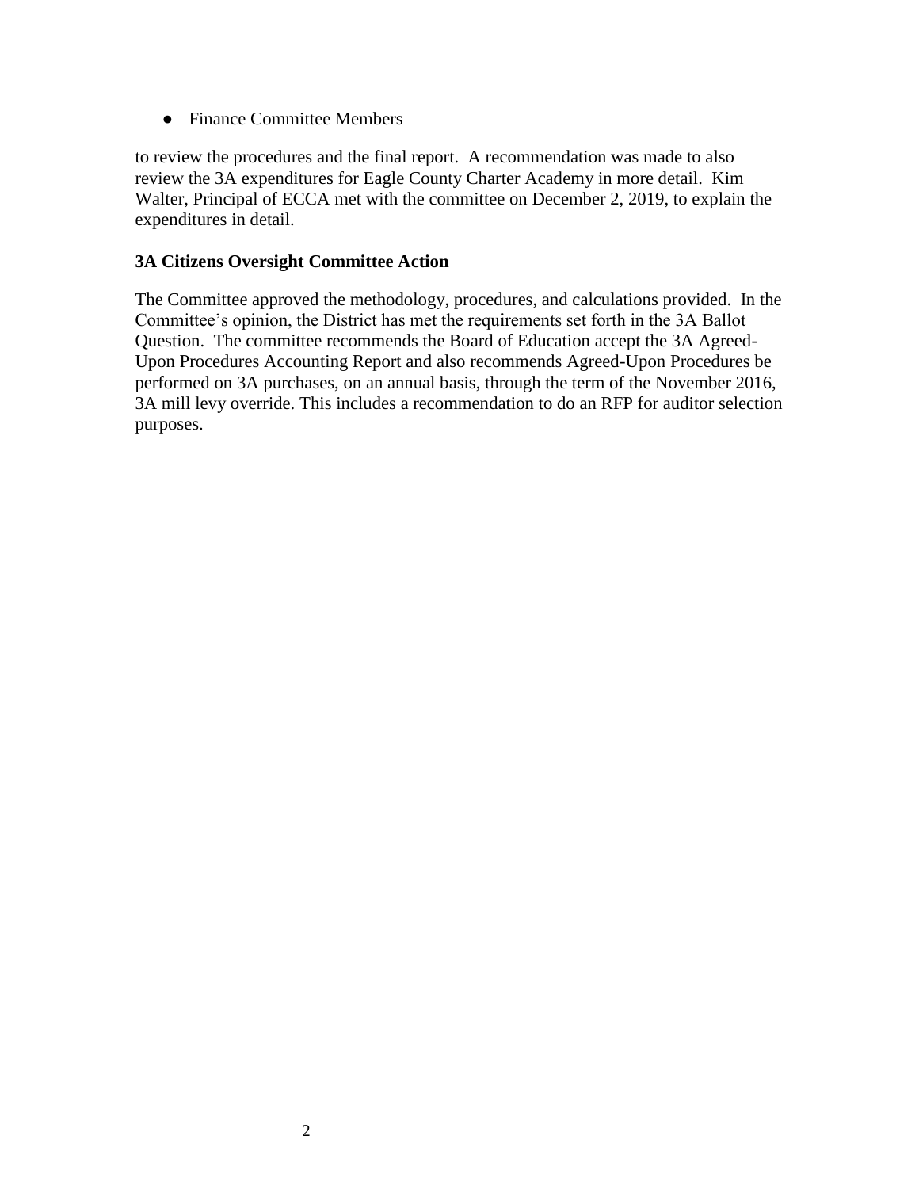- Finance Committee Members

to review the procedures and the final report. A recommendation was made to also review the 3A expenditures for Eagle County Charter Academy in more detail. Kim Walter, Principal of ECCA met with the committee on December 2, 2019, to explain the expenditures in detail.

**3A Citizens Oversight Committee Action**

The Committee approved the methodology, procedures, and calculations provided. In the Committee's opinion, the District has met the requirements set forth in the 3A Ballot Question. The committee recommends the Board of Education accept the 3A Agreed-Upon Procedures Accounting Report and also recommends Agreed-Upon Procedures be performed on 3A purchases, on an annual basis, through the term of the November 2016, 3A mill levy override. This includes a recommendation to do an RFP for auditor selection purposes.